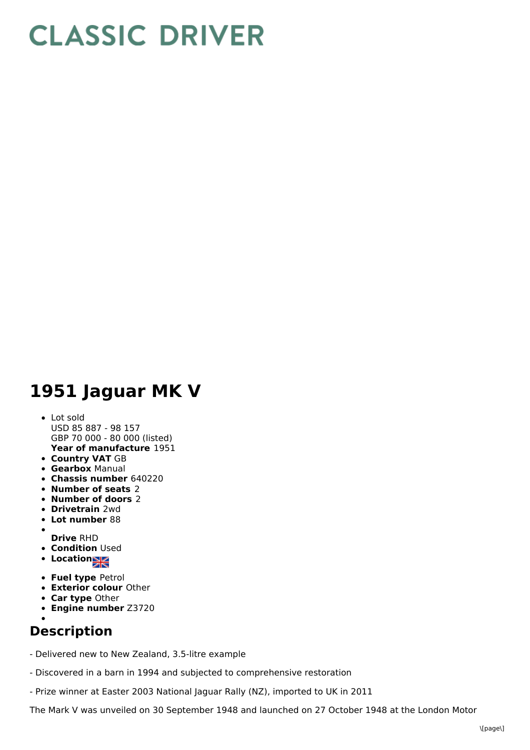# CLASSIC DRIVER

# 1951 Jaguar MK V

- Lot sold
  USD 85 887 - 98 157
  GBP 70 000 - 80 000 (listed)
  **Year of manufacture** 1951
- **Country VAT** GB
- **Gearbox** Manual
- **Chassis number** 640220
- **Number of seats** 2
- **Number of doors** 2
- **Drivetrain** 2wd
- **Lot number** 88
- **Drive** RHD
- **Condition** Used
- **Location**
- **Fuel type** Petrol
- **Exterior colour** Other
- **Car type** Other
- **Engine number** Z3720

## Description

- Delivered new to New Zealand, 3.5-litre example

- Discovered in a barn in 1994 and subjected to comprehensive restoration

- Prize winner at Easter 2003 National Jaguar Rally (NZ), imported to UK in 2011

The Mark V was unveiled on 30 September 1948 and launched on 27 October 1948 at the London Motor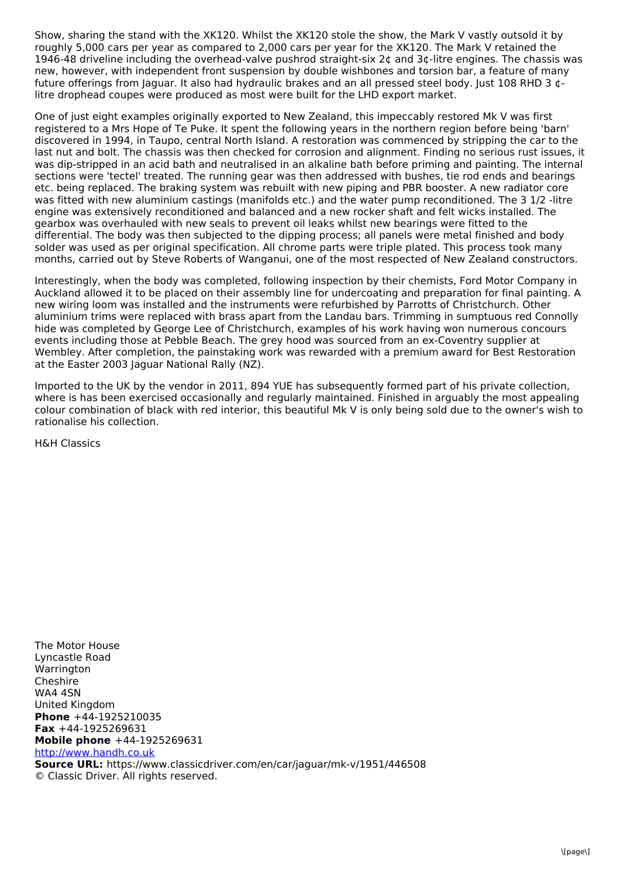Show, sharing the stand with the XK120. Whilst the XK120 stole the show, the Mark V vastly outsold it by roughly 5,000 cars per year as compared to 2,000 cars per year for the XK120. The Mark V retained the 1946-48 driveline including the overhead-valve pushrod straight-six 2¢ and 3¢-litre engines. The chassis was new, however, with independent front suspension by double wishbones and torsion bar, a feature of many future offerings from Jaguar. It also had hydraulic brakes and an all pressed steel body. Just 108 RHD 3 ¢-litre drophead coupes were produced as most were built for the LHD export market.

One of just eight examples originally exported to New Zealand, this impeccably restored Mk V was first registered to a Mrs Hope of Te Puke. It spent the following years in the northern region before being 'barn' discovered in 1994, in Taupo, central North Island. A restoration was commenced by stripping the car to the last nut and bolt. The chassis was then checked for corrosion and alignment. Finding no serious rust issues, it was dip-stripped in an acid bath and neutralised in an alkaline bath before priming and painting. The internal sections were 'tectel' treated. The running gear was then addressed with bushes, tie rod ends and bearings etc. being replaced. The braking system was rebuilt with new piping and PBR booster. A new radiator core was fitted with new aluminium castings (manifolds etc.) and the water pump reconditioned. The 3 1/2 -litre engine was extensively reconditioned and balanced and a new rocker shaft and felt wicks installed. The gearbox was overhauled with new seals to prevent oil leaks whilst new bearings were fitted to the differential. The body was then subjected to the dipping process; all panels were metal finished and body solder was used as per original specification. All chrome parts were triple plated. This process took many months, carried out by Steve Roberts of Wanganui, one of the most respected of New Zealand constructors.

Interestingly, when the body was completed, following inspection by their chemists, Ford Motor Company in Auckland allowed it to be placed on their assembly line for undercoating and preparation for final painting. A new wiring loom was installed and the instruments were refurbished by Parrotts of Christchurch. Other aluminium trims were replaced with brass apart from the Landau bars. Trimming in sumptuous red Connolly hide was completed by George Lee of Christchurch, examples of his work having won numerous concours events including those at Pebble Beach. The grey hood was sourced from an ex-Coventry supplier at Wembley. After completion, the painstaking work was rewarded with a premium award for Best Restoration at the Easter 2003 Jaguar National Rally (NZ).

Imported to the UK by the vendor in 2011, 894 YUE has subsequently formed part of his private collection, where is has been exercised occasionally and regularly maintained. Finished in arguably the most appealing colour combination of black with red interior, this beautiful Mk V is only being sold due to the owner's wish to rationalise his collection.

H&H Classics

The Motor House
Lyncastle Road
Warrington
Cheshire
WA4 4SN
United Kingdom
**Phone** +44-1925210035
**Fax** +44-1925269631
**Mobile phone** +44-1925269631
[http://www.handh.co.uk](http://www.handh.co.uk)
**Source URL:** https://www.classicdriver.com/en/car/jaguar/mk-v/1951/446508
© Classic Driver. All rights reserved.